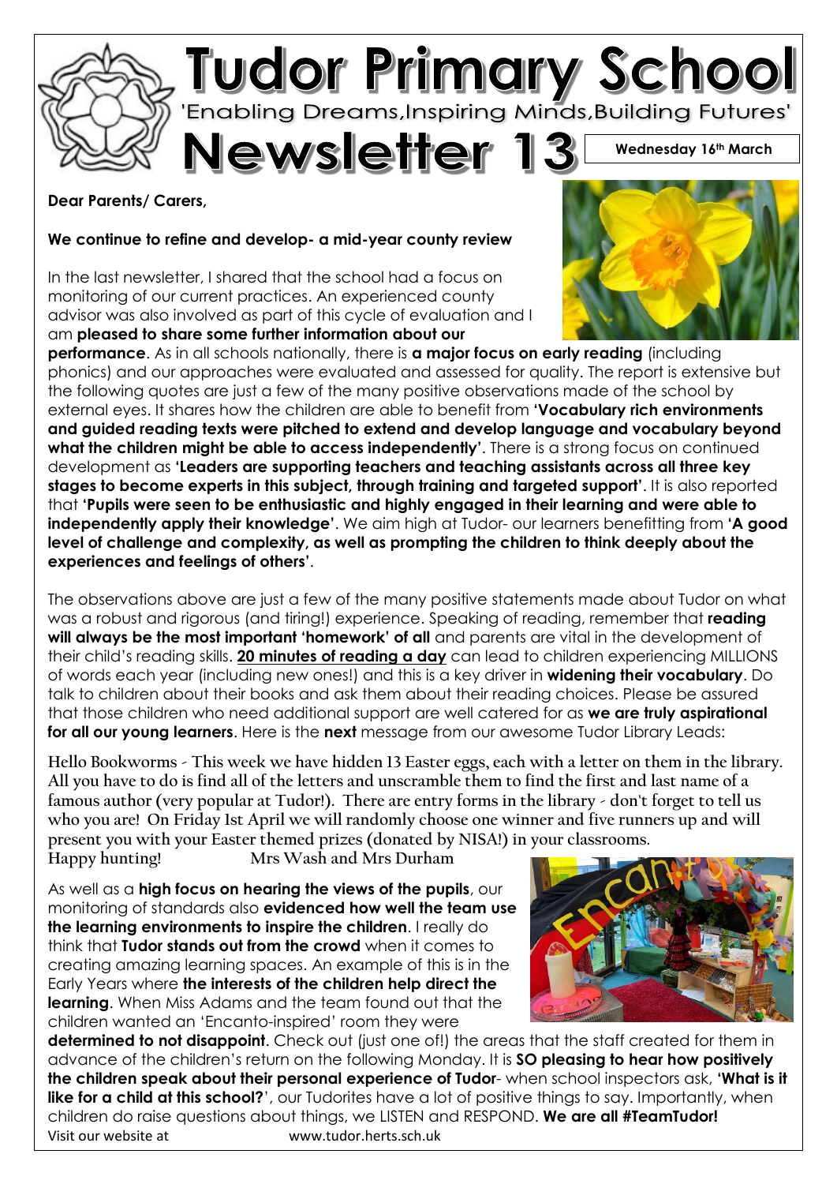# Tudor Primary School

'Enabling Dreams,Inspiring Minds,Building Futures'

# Newsletter 13

**Wednesday 16th March**

**Dear Parents/ Carers,**

**We continue to refine and develop- a mid-year county review**

In the last newsletter, I shared that the school had a focus on monitoring of our current practices. An experienced county advisor was also involved as part of this cycle of evaluation and I am **pleased to share some further information about our performance**. As in all schools nationally, there is **a major focus on early reading** (including phonics) and our approaches were evaluated and assessed for quality. The report is extensive but the following quotes are just a few of the many positive observations made of the school by external eyes. It shares how the children are able to benefit from **'Vocabulary rich environments and guided reading texts were pitched to extend and develop language and vocabulary beyond what the children might be able to access independently'**. There is a strong focus on continued development as **'Leaders are supporting teachers and teaching assistants across all three key stages to become experts in this subject, through training and targeted support'**. It is also reported that **'Pupils were seen to be enthusiastic and highly engaged in their learning and were able to independently apply their knowledge'**. We aim high at Tudor- our learners benefitting from **'A good level of challenge and complexity, as well as prompting the children to think deeply about the experiences and feelings of others'**.

The observations above are just a few of the many positive statements made about Tudor on what was a robust and rigorous (and tiring!) experience. Speaking of reading, remember that **reading will always be the most important 'homework' of all** and parents are vital in the development of their child's reading skills. **20 minutes of reading a day** can lead to children experiencing MILLIONS of words each year (including new ones!) and this is a key driver in **widening their vocabulary**. Do talk to children about their books and ask them about their reading choices. Please be assured that those children who need additional support are well catered for as **we are truly aspirational for all our young learners**. Here is the **next** message from our awesome Tudor Library Leads:

**Hello Bookworms - This week we have hidden 13 Easter eggs, each with a letter on them in the library. All you have to do is find all of the letters and unscramble them to find the first and last name of a famous author (very popular at Tudor!). There are entry forms in the library - don't forget to tell us who you are! On Friday 1st April we will randomly choose one winner and five runners up and will present you with your Easter themed prizes (donated by NISA!) in your classrooms.**
**Happy hunting! Mrs Wash and Mrs Durham**

As well as a **high focus on hearing the views of the pupils**, our monitoring of standards also **evidenced how well the team use the learning environments to inspire the children**. I really do think that **Tudor stands out from the crowd** when it comes to creating amazing learning spaces. An example of this is in the Early Years where **the interests of the children help direct the learning**. When Miss Adams and the team found out that the children wanted an 'Encanto-inspired' room they were **determined to not disappoint**. Check out (just one of!) the areas that the staff created for them in advance of the children's return on the following Monday. It is **SO pleasing to hear how positively the children speak about their personal experience of Tudor**- when school inspectors ask, **'What is it like for a child at this school?**', our Tudorites have a lot of positive things to say. Importantly, when children do raise questions about things, we LISTEN and RESPOND. **We are all #TeamTudor!**

Visit our website at www.tudor.herts.sch.uk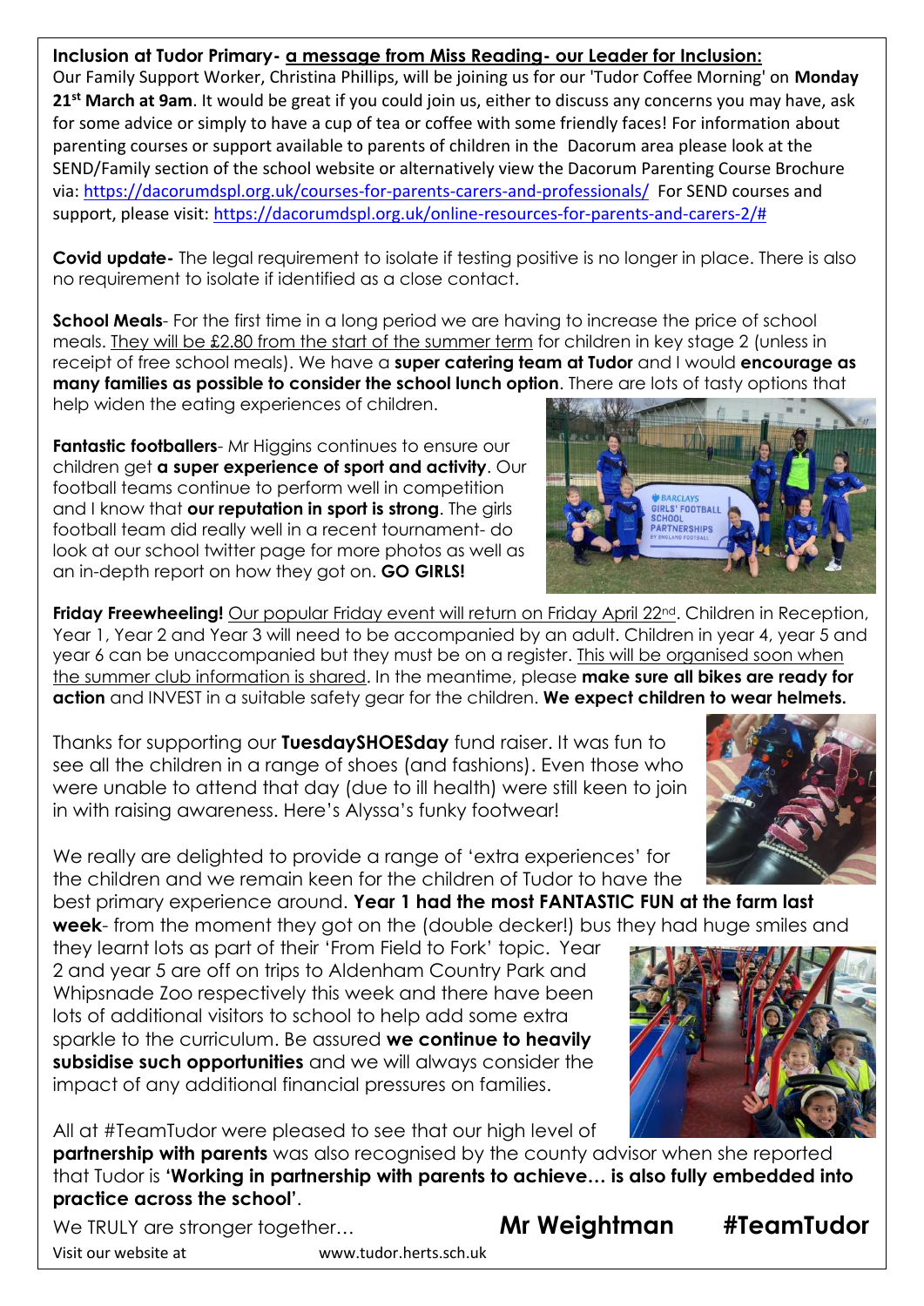**Inclusion at Tudor Primary- a message from Miss Reading- our Leader for Inclusion:**
Our Family Support Worker, Christina Phillips, will be joining us for our 'Tudor Coffee Morning' on **Monday 21st March at 9am**. It would be great if you could join us, either to discuss any concerns you may have, ask for some advice or simply to have a cup of tea or coffee with some friendly faces! For information about parenting courses or support available to parents of children in the Dacorum area please look at the SEND/Family section of the school website or alternatively view the Dacorum Parenting Course Brochure via: https://dacorumdspl.org.uk/courses-for-parents-carers-and-professionals/ For SEND courses and support, please visit: https://dacorumdspl.org.uk/online-resources-for-parents-and-carers-2/#

**Covid update-** The legal requirement to isolate if testing positive is no longer in place. There is also no requirement to isolate if identified as a close contact.

**School Meals**- For the first time in a long period we are having to increase the price of school meals. They will be £2.80 from the start of the summer term for children in key stage 2 (unless in receipt of free school meals). We have a **super catering team at Tudor** and I would **encourage as many families as possible to consider the school lunch option**. There are lots of tasty options that help widen the eating experiences of children.

**Fantastic footballers**- Mr Higgins continues to ensure our children get **a super experience of sport and activity**. Our football teams continue to perform well in competition and I know that **our reputation in sport is strong**. The girls football team did really well in a recent tournament- do look at our school twitter page for more photos as well as an in-depth report on how they got on. **GO GIRLS!**

**Friday Freewheeling!** Our popular Friday event will return on Friday April 22nd. Children in Reception, Year 1, Year 2 and Year 3 will need to be accompanied by an adult. Children in year 4, year 5 and year 6 can be unaccompanied but they must be on a register. This will be organised soon when the summer club information is shared. In the meantime, please **make sure all bikes are ready for action** and INVEST in a suitable safety gear for the children. **We expect children to wear helmets.**

Thanks for supporting our **TuesdaySHOESday** fund raiser. It was fun to see all the children in a range of shoes (and fashions). Even those who were unable to attend that day (due to ill health) were still keen to join in with raising awareness. Here's Alyssa's funky footwear!

We really are delighted to provide a range of 'extra experiences' for the children and we remain keen for the children of Tudor to have the best primary experience around. **Year 1 had the most FANTASTIC FUN at the farm last week**- from the moment they got on the (double decker!) bus they had huge smiles and they learnt lots as part of their 'From Field to Fork' topic. Year 2 and year 5 are off on trips to Aldenham Country Park and Whipsnade Zoo respectively this week and there have been lots of additional visitors to school to help add some extra sparkle to the curriculum. Be assured **we continue to heavily subsidise such opportunities** and we will always consider the impact of any additional financial pressures on families.

All at #TeamTudor were pleased to see that our high level of **partnership with parents** was also recognised by the county advisor when she reported that Tudor is **'Working in partnership with parents to achieve… is also fully embedded into practice across the school'**.

We TRULY are stronger together… **Mr Weightman** **#TeamTudor**

Visit our website at www.tudor.herts.sch.uk